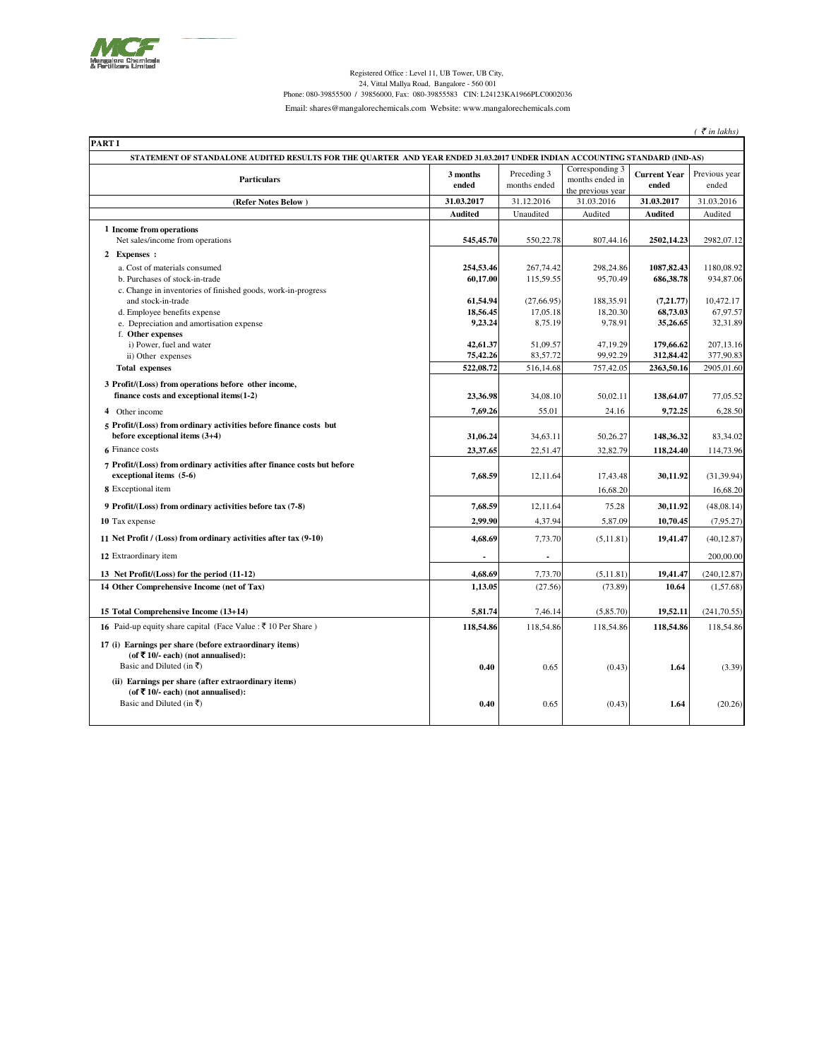MCF Mangalore Chemicals & Fertilizers Limited

Registered Office : Level 11, UB Tower, UB City,
24, Vittal Mallya Road, Bangalore - 560 001
Phone: 080-39855500 / 39856000, Fax: 080-39855583 CIN: L24123KA1966PLC0002036
Email: shares@mangalorechemicals.com Website: www.mangalorechemicals.com

*( ₹ in lakhs)*

**PART I**

**STATEMENT OF STANDALONE AUDITED RESULTS FOR THE QUARTER AND YEAR ENDED 31.03.2017 UNDER INDIAN ACCOUNTING STANDARD (IND-AS)**

| Particulars | 3 months ended | Preceding 3 months ended | Corresponding 3 months ended in the previous year | Current Year ended | Previous year ended |
|---|---|---|---|---|---|
| (Refer Notes Below ) | 31.03.2017 | 31.12.2016 | 31.03.2016 | 31.03.2017 | 31.03.2016 |
| | Audited | Unaudited | Audited | Audited | Audited |
| **1 Income from operations** | | | | | |
| Net sales/income from operations | **545,45.70** | 550,22.78 | 807,44.16 | **2502,14.23** | 2982,07.12 |
| **2 Expenses :** | | | | | |
| a. Cost of materials consumed | **254,53.46** | 267,74.42 | 298,24.86 | **1087,82.43** | 1180,08.92 |
| b. Purchases of stock-in-trade | **60,17.00** | 115,59.55 | 95,70.49 | **686,38.78** | 934,87.06 |
| c. Change in inventories of finished goods, work-in-progress and stock-in-trade | **61,54.94** | (27,66.95) | 188,35.91 | **(7,21.77)** | 10,472.17 |
| d. Employee benefits expense | **18,56.45** | 17,05.18 | 18,20.30 | **68,73.03** | 67,97.57 |
| e. Depreciation and amortisation expense | **9,23.24** | 8,75.19 | 9,78.91 | **35,26.65** | 32,31.89 |
| f. **Other expenses** | | | | | |
| i) Power, fuel and water | **42,61.37** | 51,09.57 | 47,19.29 | **179,66.62** | 207,13.16 |
| ii) Other expenses | **75,42.26** | 83,57.72 | 99,92.29 | **312,84.42** | 377,90.83 |
| **Total expenses** | **522,08.72** | 516,14.68 | 757,42.05 | **2363,50.16** | 2905,01.60 |
| **3 Profit/(Loss) from operations before other income, finance costs and exceptional items(1-2)** | **23,36.98** | 34,08.10 | 50,02.11 | **138,64.07** | 77,05.52 |
| 4 Other income | **7,69.26** | 55.01 | 24.16 | **9,72.25** | 6,28.50 |
| **5 Profit/(Loss) from ordinary activities before finance costs but before exceptional items (3+4)** | **31,06.24** | 34,63.11 | 50,26.27 | **148,36.32** | 83,34.02 |
| 6 Finance costs | **23,37.65** | 22,51.47 | 32,82.79 | **118,24.40** | 114,73.96 |
| **7 Profit/(Loss) from ordinary activities after finance costs but before exceptional items (5-6)** | **7,68.59** | 12,11.64 | 17,43.48 | **30,11.92** | (31,39.94) |
| 8 Exceptional item | | | 16,68.20 | | 16,68.20 |
| **9 Profit/(Loss) from ordinary activities before tax (7-8)** | **7,68.59** | 12,11.64 | 75.28 | **30,11.92** | (48,08.14) |
| 10 Tax expense | **2,99.90** | 4,37.94 | 5,87.09 | **10,70.45** | (7,95.27) |
| **11 Net Profit / (Loss) from ordinary activities after tax (9-10)** | **4,68.69** | 7,73.70 | (5,11.81) | **19,41.47** | (40,12.87) |
| 12 Extraordinary item | **-** | - | | | 200,00.00 |
| **13 Net Profit/(Loss) for the period (11-12)** | **4,68.69** | 7,73.70 | (5,11.81) | **19,41.47** | (240,12.87) |
| **14 Other Comprehensive Income (net of Tax)** | **1,13.05** | (27.56) | (73.89) | **10.64** | (1,57.68) |
| **15 Total Comprehensive Income (13+14)** | **5,81.74** | 7,46.14 | (5,85.70) | **19,52.11** | (241,70.55) |
| **16** Paid-up equity share capital (Face Value : ₹ 10 Per Share ) | **118,54.86** | 118,54.86 | 118,54.86 | **118,54.86** | 118,54.86 |
| **17 (i) Earnings per share (before extraordinary items) (of ₹ 10/- each) (not annualised):** Basic and Diluted (in ₹) | **0.40** | 0.65 | (0.43) | **1.64** | (3.39) |
| **(ii) Earnings per share (after extraordinary items) (of ₹ 10/- each) (not annualised):** Basic and Diluted (in ₹) | **0.40** | 0.65 | (0.43) | **1.64** | (20.26) |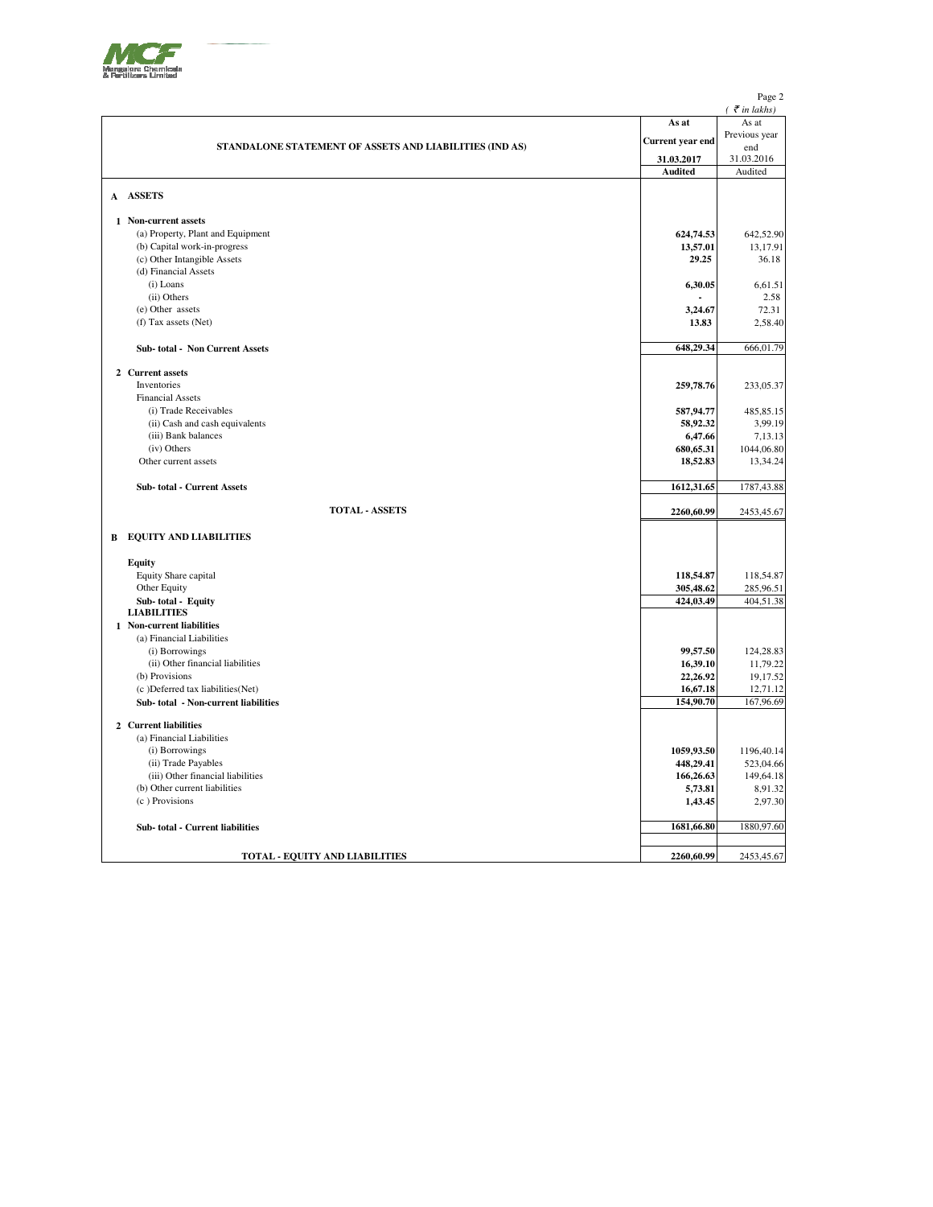( ₹ in lakhs)

| STANDALONE STATEMENT OF ASSETS AND LIABILITIES (IND AS) | As at Current year end 31.03.2017 Audited | As at Previous year end 31.03.2016 Audited |
|---|---|---|
| **A ASSETS** | | |
| **1 Non-current assets** | | |
| (a) Property, Plant and Equipment | **624,74.53** | 642,52.90 |
| (b) Capital work-in-progress | **13,57.01** | 13,17.91 |
| (c) Other Intangible Assets | **29.25** | 36.18 |
| (d) Financial Assets | | |
| (i) Loans | **6,30.05** | 6,61.51 |
| (ii) Others | **-** | 2.58 |
| (e) Other assets | **3,24.67** | 72.31 |
| (f) Tax assets (Net) | **13.83** | 2,58.40 |
| **Sub- total - Non Current Assets** | **648,29.34** | 666,01.79 |
| **2 Current assets** | | |
| Inventories | **259,78.76** | 233,05.37 |
| Financial Assets | | |
| (i) Trade Receivables | **587,94.77** | 485,85.15 |
| (ii) Cash and cash equivalents | **58,92.32** | 3,99.19 |
| (iii) Bank balances | **6,47.66** | 7,13.13 |
| (iv) Others | **680,65.31** | 1044,06.80 |
| Other current assets | **18,52.83** | 13,34.24 |
| **Sub- total - Current Assets** | **1612,31.65** | 1787,43.88 |
| **TOTAL - ASSETS** | **2260,60.99** | 2453,45.67 |
| **B EQUITY AND LIABILITIES** | | |
| **Equity** | | |
| Equity Share capital | **118,54.87** | 118,54.87 |
| Other Equity | **305,48.62** | 285,96.51 |
| **Sub- total - Equity** | **424,03.49** | 404,51.38 |
| **LIABILITIES** | | |
| **1 Non-current liabilities** | | |
| (a) Financial Liabilities | | |
| (i) Borrowings | **99,57.50** | 124,28.83 |
| (ii) Other financial liabilities | **16,39.10** | 11,79.22 |
| (b) Provisions | **22,26.92** | 19,17.52 |
| (c )Deferred tax liabilities(Net) | **16,67.18** | 12,71.12 |
| **Sub- total - Non-current liabilities** | **154,90.70** | 167,96.69 |
| **2 Current liabilities** | | |
| (a) Financial Liabilities | | |
| (i) Borrowings | **1059,93.50** | 1196,40.14 |
| (ii) Trade Payables | **448,29.41** | 523,04.66 |
| (iii) Other financial liabilities | **166,26.63** | 149,64.18 |
| (b) Other current liabilities | **5,73.81** | 8,91.32 |
| (c ) Provisions | **1,43.45** | 2,97.30 |
| **Sub- total - Current liabilities** | **1681,66.80** | 1880,97.60 |
| **TOTAL - EQUITY AND LIABILITIES** | **2260,60.99** | 2453,45.67 |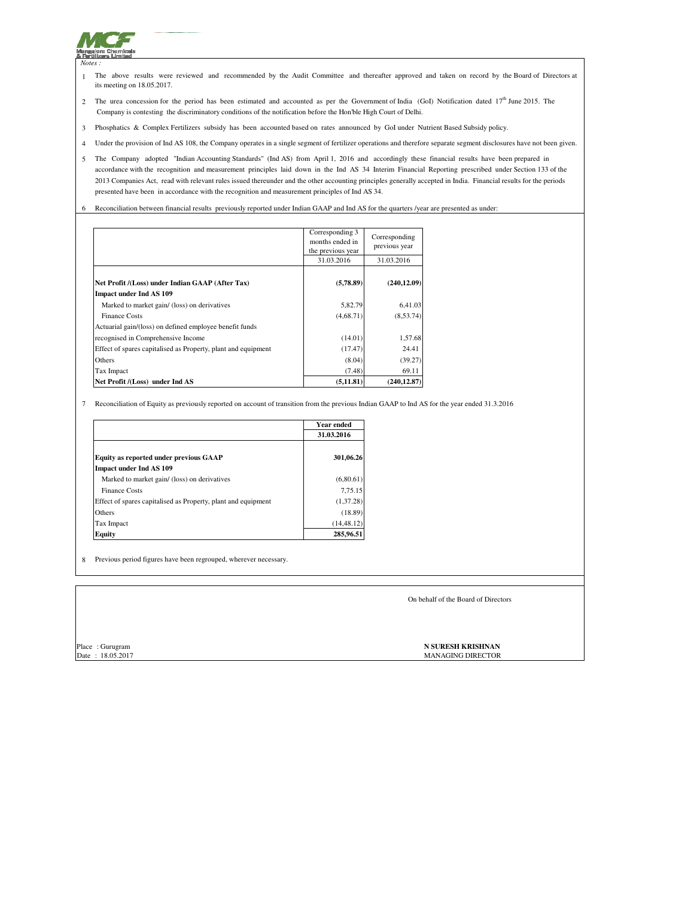*Notes :*

1. The above results were reviewed and recommended by the Audit Committee and thereafter approved and taken on record by the Board of Directors at its meeting on 18.05.2017.

2. The urea concession for the period has been estimated and accounted as per the Government of India (GoI) Notification dated 17th June 2015. The Company is contesting the discriminatory conditions of the notification before the Hon'ble High Court of Delhi.

3. Phosphatics & Complex Fertilizers subsidy has been accounted based on rates announced by GoI under Nutrient Based Subsidy policy.

4. Under the provision of Ind AS 108, the Company operates in a single segment of fertilizer operations and therefore separate segment disclosures have not been given.

5. The Company adopted "Indian Accounting Standards" (Ind AS) from April 1, 2016 and accordingly these financial results have been prepared in accordance with the recognition and measurement principles laid down in the Ind AS 34 Interim Financial Reporting prescribed under Section 133 of the 2013 Companies Act, read with relevant rules issued thereunder and the other accounting principles generally accepted in India. Financial results for the periods presented have been in accordance with the recognition and measurement principles of Ind AS 34.

6. Reconciliation between financial results previously reported under Indian GAAP and Ind AS for the quarters /year are presented as under:

| | Corresponding 3 months ended in the previous year | Corresponding previous year |
|---|---|---|
| | 31.03.2016 | 31.03.2016 |
| **Net Profit /(Loss) under Indian GAAP (After Tax)** | **(5,78.89)** | **(240,12.09)** |
| **Impact under Ind AS 109** | | |
| Marked to market gain/ (loss) on derivatives | 5,82.79 | 6,41.03 |
| Finance Costs | (4,68.71) | (8,53.74) |
| Actuarial gain/(loss) on defined employee benefit funds recognised in Comprehensive Income | (14.01) | 1,57.68 |
| Effect of spares capitalised as Property, plant and equipment | (17.47) | 24.41 |
| Others | (8.04) | (39.27) |
| Tax Impact | (7.48) | 69.11 |
| **Net Profit /(Loss) under Ind AS** | **(5,11.81)** | **(240,12.87)** |

7. Reconciliation of Equity as previously reported on account of transition from the previous Indian GAAP to Ind AS for the year ended 31.3.2016

| | **Year ended** |
|---|---|
| | **31.03.2016** |
| **Equity as reported under previous GAAP** | **301,06.26** |
| **Impact under Ind AS 109** | |
| Marked to market gain/ (loss) on derivatives | (6,80.61) |
| Finance Costs | 7,75.15 |
| Effect of spares capitalised as Property, plant and equipment | (1,37.28) |
| Others | (18.89) |
| Tax Impact | (14,48.12) |
| **Equity** | **285,96.51** |

8. Previous period figures have been regrouped, wherever necessary.

On behalf of the Board of Directors

Place : Gurugram
Date : 18.05.2017

**N SURESH KRISHNAN**
MANAGING DIRECTOR